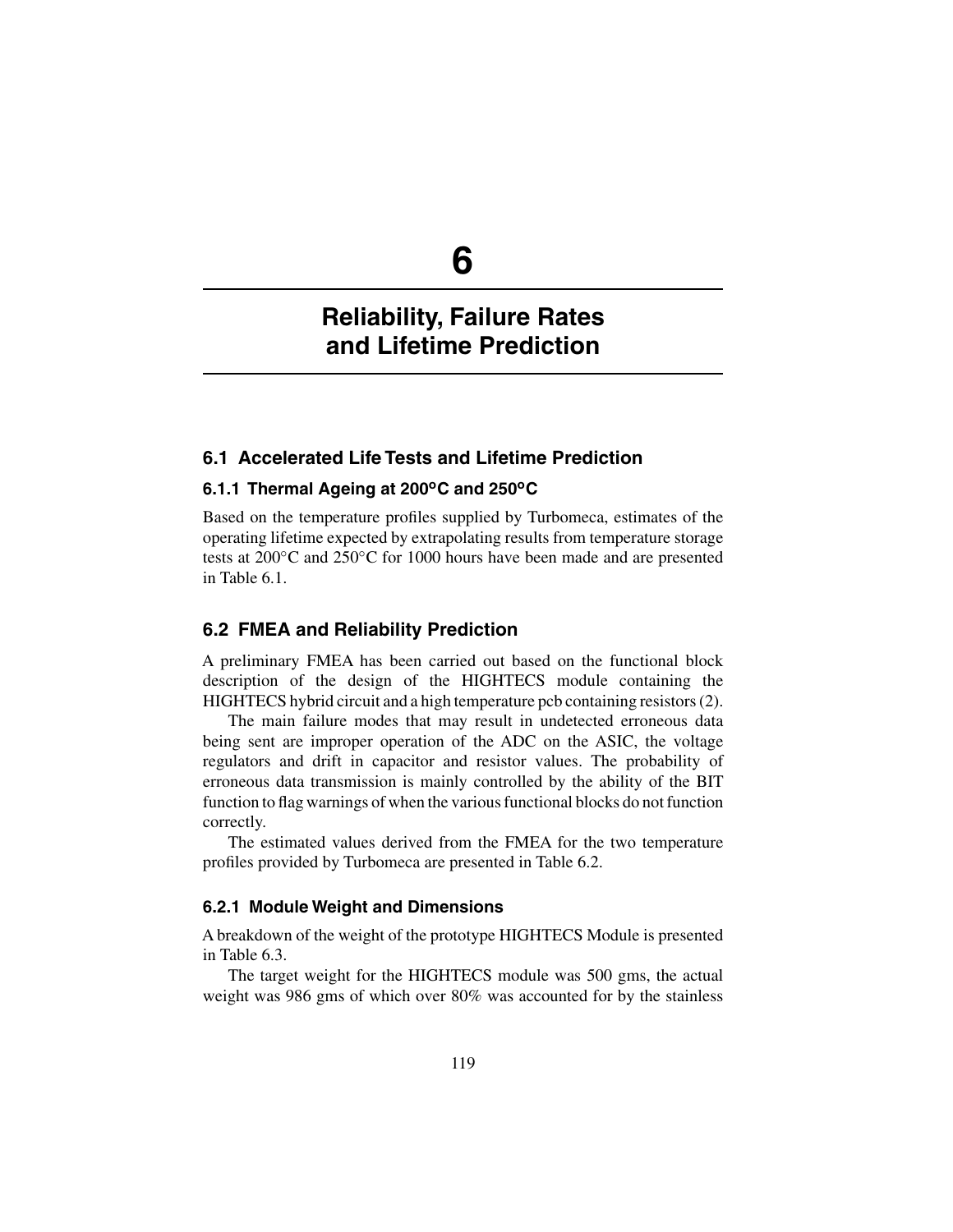# 6

# Reliability, Failure Rates and Lifetime Prediction

## 6.1 Accelerated Life Tests and Lifetime Prediction

### 6.1.1 Thermal Ageing at 200°C and 250°C

Based on the temperature profiles supplied by Turbomeca, estimates of the operating lifetime expected by extrapolating results from temperature storage tests at 200°C and 250°C for 1000 hours have been made and are presented in Table 6.1.

## 6.2 FMEA and Reliability Prediction

A preliminary FMEA has been carried out based on the functional block description of the design of the HIGHTECS module containing the HIGHTECS hybrid circuit and a high temperature pcb containing resistors (2).

The main failure modes that may result in undetected erroneous data being sent are improper operation of the ADC on the ASIC, the voltage regulators and drift in capacitor and resistor values. The probability of erroneous data transmission is mainly controlled by the ability of the BIT function to flag warnings of when the various functional blocks do not function correctly.

The estimated values derived from the FMEA for the two temperature profiles provided by Turbomeca are presented in Table 6.2.

### 6.2.1 Module Weight and Dimensions

A breakdown of the weight of the prototype HIGHTECS Module is presented in Table 6.3.

The target weight for the HIGHTECS module was 500 gms, the actual weight was 986 gms of which over 80% was accounted for by the stainless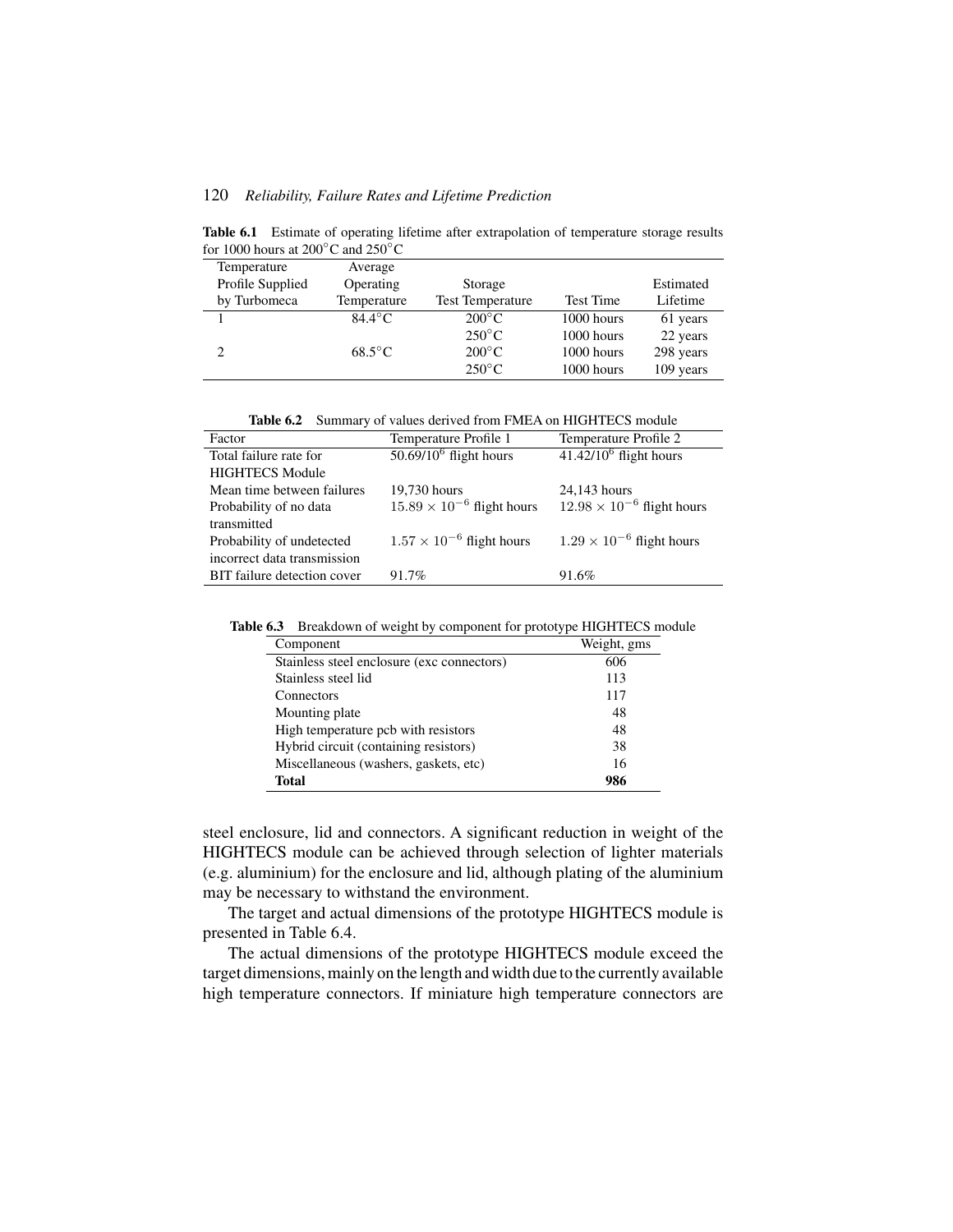**Table 6.1** Estimate of operating lifetime after extrapolation of temperature storage results for 1000 hours at 200°C and 250°C

| Temperature Profile Supplied by Turbomeca | Average Operating Temperature | Storage Test Temperature | Test Time | Estimated Lifetime |
|---|---|---|---|---|
| 1 | 84.4°C | 200°C | 1000 hours | 61 years |
| | | 250°C | 1000 hours | 22 years |
| 2 | 68.5°C | 200°C | 1000 hours | 298 years |
| | | 250°C | 1000 hours | 109 years |

**Table 6.2** Summary of values derived from FMEA on HIGHTECS module

| Factor | Temperature Profile 1 | Temperature Profile 2 |
|---|---|---|
| Total failure rate for HIGHTECS Module | $50.69/10^6$ flight hours | $41.42/10^6$ flight hours |
| Mean time between failures | 19,730 hours | 24,143 hours |
| Probability of no data transmitted | $15.89 \times 10^{-6}$ flight hours | $12.98 \times 10^{-6}$ flight hours |
| Probability of undetected incorrect data transmission | $1.57 \times 10^{-6}$ flight hours | $1.29 \times 10^{-6}$ flight hours |
| BIT failure detection cover | 91.7% | 91.6% |

**Table 6.3** Breakdown of weight by component for prototype HIGHTECS module

| Component | Weight, gms |
|---|---|
| Stainless steel enclosure (exc connectors) | 606 |
| Stainless steel lid | 113 |
| Connectors | 117 |
| Mounting plate | 48 |
| High temperature pcb with resistors | 48 |
| Hybrid circuit (containing resistors) | 38 |
| Miscellaneous (washers, gaskets, etc) | 16 |
| **Total** | **986** |

steel enclosure, lid and connectors. A significant reduction in weight of the HIGHTECS module can be achieved through selection of lighter materials (e.g. aluminium) for the enclosure and lid, although plating of the aluminium may be necessary to withstand the environment.

The target and actual dimensions of the prototype HIGHTECS module is presented in Table 6.4.

The actual dimensions of the prototype HIGHTECS module exceed the target dimensions, mainly on the length and width due to the currently available high temperature connectors. If miniature high temperature connectors are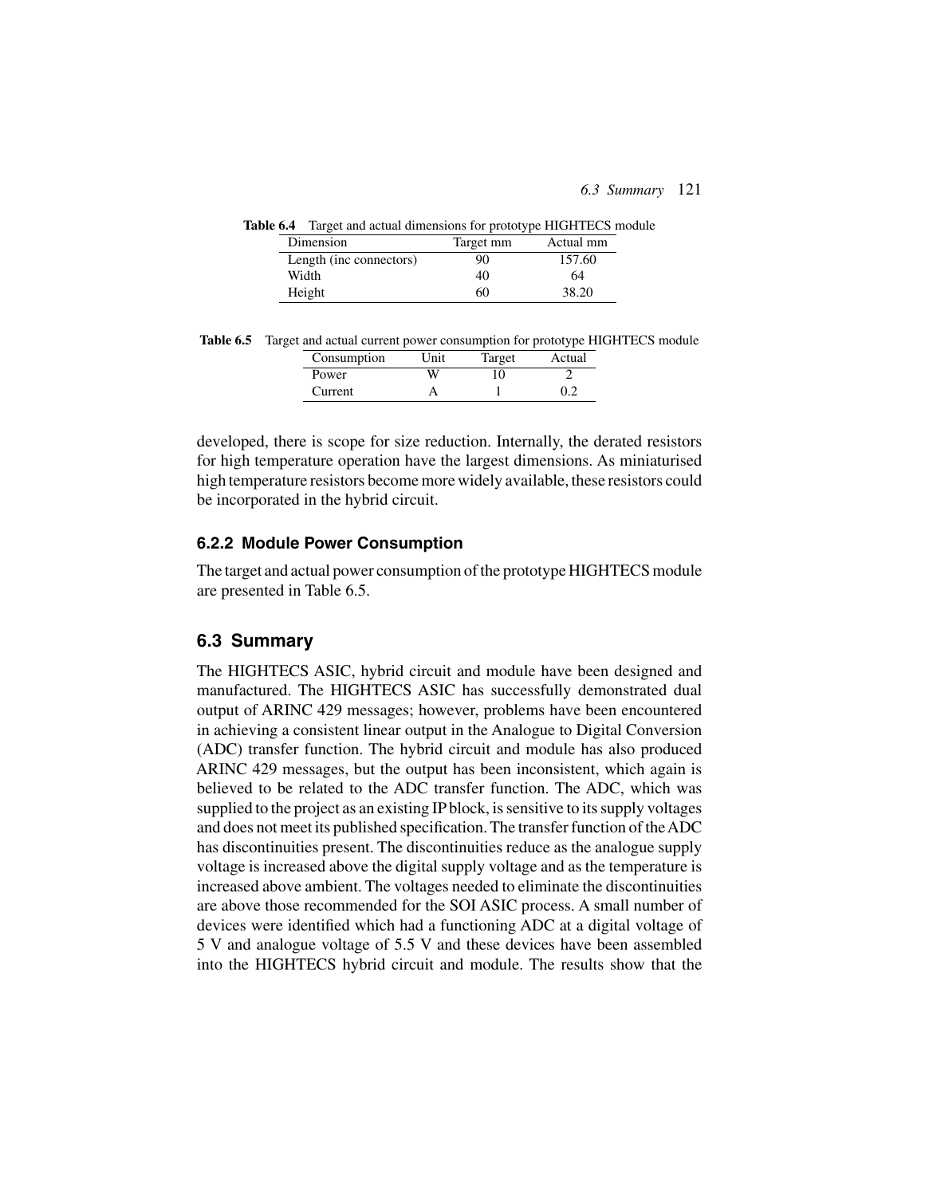**Table 6.4** Target and actual dimensions for prototype HIGHTECS module

| Dimension | Target mm | Actual mm |
|---|---|---|
| Length (inc connectors) | 90 | 157.60 |
| Width | 40 | 64 |
| Height | 60 | 38.20 |

**Table 6.5** Target and actual current power consumption for prototype HIGHTECS module

| Consumption | Unit | Target | Actual |
|---|---|---|---|
| Power | W | 10 | 2 |
| Current | A | 1 | 0.2 |

developed, there is scope for size reduction. Internally, the derated resistors for high temperature operation have the largest dimensions. As miniaturised high temperature resistors become more widely available, these resistors could be incorporated in the hybrid circuit.

### 6.2.2 Module Power Consumption

The target and actual power consumption of the prototype HIGHTECS module are presented in Table 6.5.

## 6.3 Summary

The HIGHTECS ASIC, hybrid circuit and module have been designed and manufactured. The HIGHTECS ASIC has successfully demonstrated dual output of ARINC 429 messages; however, problems have been encountered in achieving a consistent linear output in the Analogue to Digital Conversion (ADC) transfer function. The hybrid circuit and module has also produced ARINC 429 messages, but the output has been inconsistent, which again is believed to be related to the ADC transfer function. The ADC, which was supplied to the project as an existing IP block, is sensitive to its supply voltages and does not meet its published specification. The transfer function of the ADC has discontinuities present. The discontinuities reduce as the analogue supply voltage is increased above the digital supply voltage and as the temperature is increased above ambient. The voltages needed to eliminate the discontinuities are above those recommended for the SOI ASIC process. A small number of devices were identified which had a functioning ADC at a digital voltage of 5 V and analogue voltage of 5.5 V and these devices have been assembled into the HIGHTECS hybrid circuit and module. The results show that the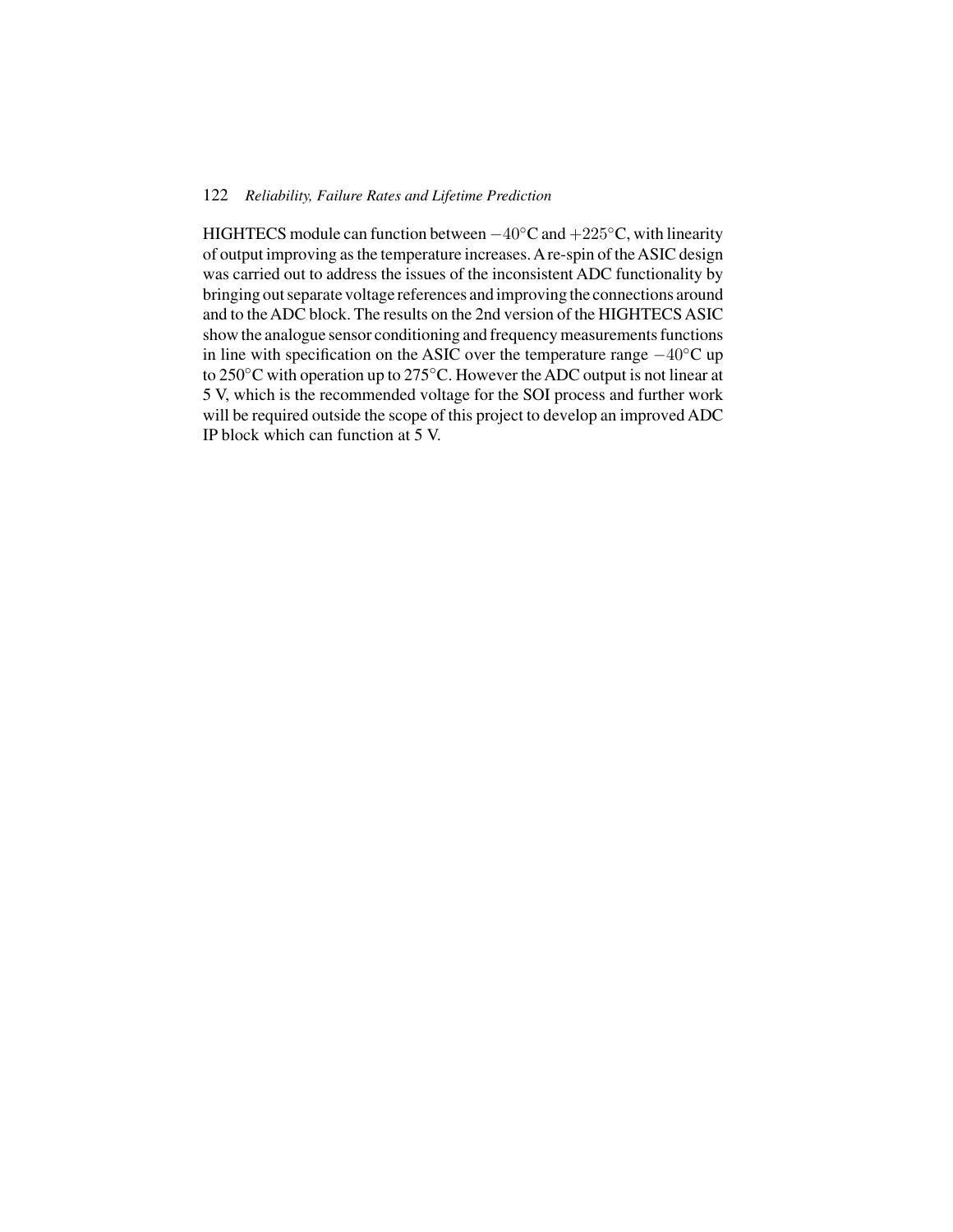HIGHTECS module can function between $-40°$C and $+225°$C, with linearity of output improving as the temperature increases. A re-spin of the ASIC design was carried out to address the issues of the inconsistent ADC functionality by bringing out separate voltage references and improving the connections around and to the ADC block. The results on the 2nd version of the HIGHTECS ASIC show the analogue sensor conditioning and frequency measurements functions in line with specification on the ASIC over the temperature range $-40°$C up to 250°C with operation up to 275°C. However the ADC output is not linear at 5 V, which is the recommended voltage for the SOI process and further work will be required outside the scope of this project to develop an improved ADC IP block which can function at 5 V.